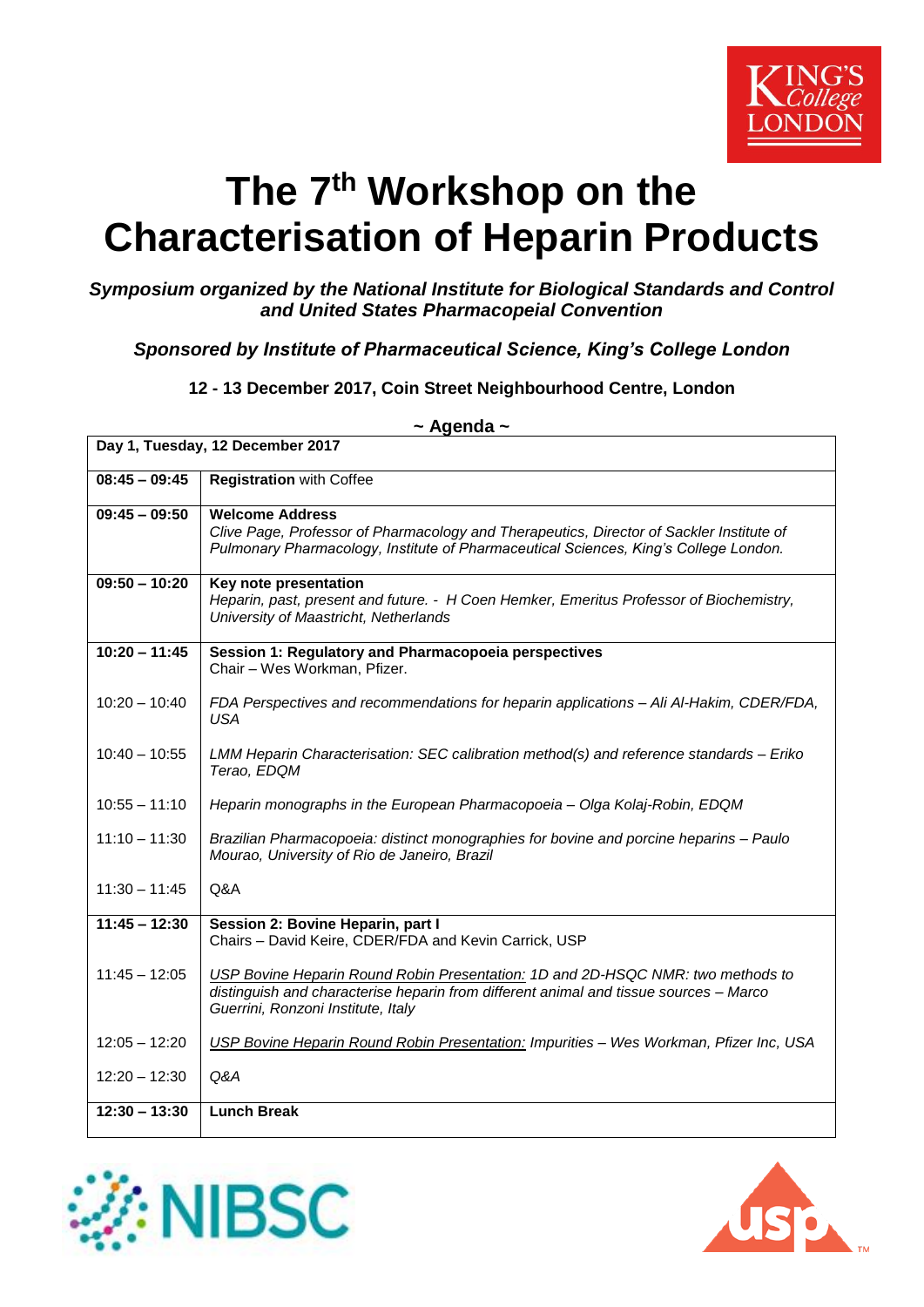# The 7th Workshop on the Characterisation of Heparin Products

***Symposium organized by the National Institute for Biological Standards and Control and United States Pharmacopeial Convention***

***Sponsored by Institute of Pharmaceutical Science, King's College London***

**12 - 13 December 2017, Coin Street Neighbourhood Centre, London**

## ~ Agenda ~

| Day 1, Tuesday, 12 December 2017 | |
|---|---|
| **08:45 – 09:45** | **Registration** with Coffee |
| **09:45 – 09:50** | **Welcome Address**<br>*Clive Page, Professor of Pharmacology and Therapeutics, Director of Sackler Institute of Pulmonary Pharmacology, Institute of Pharmaceutical Sciences, King's College London.* |
| **09:50 – 10:20** | **Key note presentation**<br>*Heparin, past, present and future. - H Coen Hemker, Emeritus Professor of Biochemistry, University of Maastricht, Netherlands* |
| **10:20 – 11:45** | **Session 1: Regulatory and Pharmacopoeia perspectives**<br>Chair – Wes Workman, Pfizer. |
| 10:20 – 10:40 | *FDA Perspectives and recommendations for heparin applications – Ali Al-Hakim, CDER/FDA, USA* |
| 10:40 – 10:55 | *LMM Heparin Characterisation: SEC calibration method(s) and reference standards – Eriko Terao, EDQM* |
| 10:55 – 11:10 | *Heparin monographs in the European Pharmacopoeia – Olga Kolaj-Robin, EDQM* |
| 11:10 – 11:30 | *Brazilian Pharmacopoeia: distinct monographies for bovine and porcine heparins – Paulo Mourao, University of Rio de Janeiro, Brazil* |
| 11:30 – 11:45 | Q&A |
| **11:45 – 12:30** | **Session 2: Bovine Heparin, part I**<br>Chairs – David Keire, CDER/FDA and Kevin Carrick, USP |
| 11:45 – 12:05 | *USP Bovine Heparin Round Robin Presentation: 1D and 2D-HSQC NMR: two methods to distinguish and characterise heparin from different animal and tissue sources – Marco Guerrini, Ronzoni Institute, Italy* |
| 12:05 – 12:20 | *USP Bovine Heparin Round Robin Presentation: Impurities – Wes Workman, Pfizer Inc, USA* |
| 12:20 – 12:30 | *Q&A* |
| **12:30 – 13:30** | **Lunch Break** |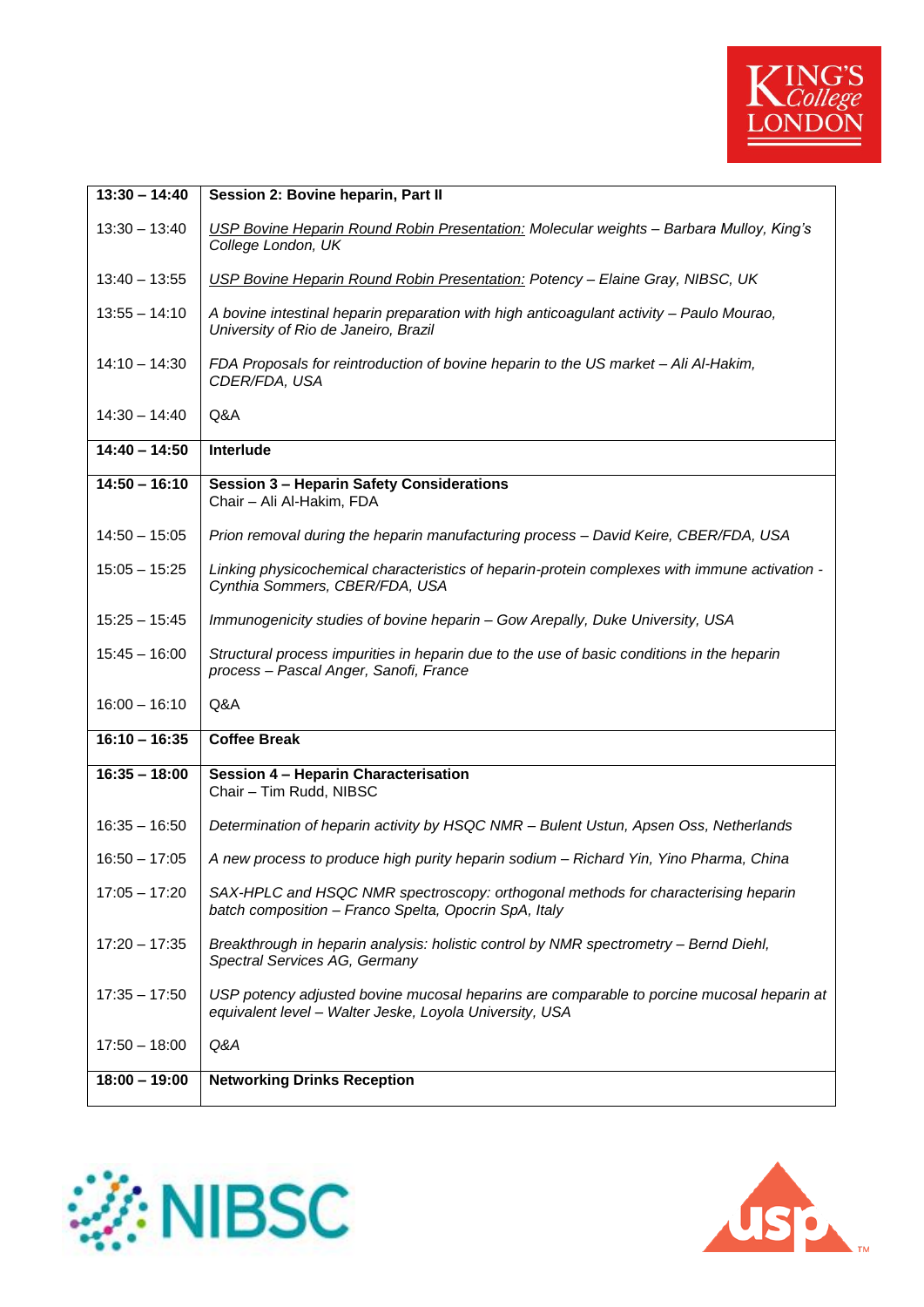| 13:30 – 14:40 | **Session 2: Bovine heparin, Part II** |
|---|---|
| 13:30 – 13:40 | *USP Bovine Heparin Round Robin Presentation: Molecular weights – Barbara Mulloy, King's College London, UK* |
| 13:40 – 13:55 | *USP Bovine Heparin Round Robin Presentation: Potency – Elaine Gray, NIBSC, UK* |
| 13:55 – 14:10 | *A bovine intestinal heparin preparation with high anticoagulant activity – Paulo Mourao, University of Rio de Janeiro, Brazil* |
| 14:10 – 14:30 | *FDA Proposals for reintroduction of bovine heparin to the US market – Ali Al-Hakim, CDER/FDA, USA* |
| 14:30 – 14:40 | Q&A |
| **14:40 – 14:50** | **Interlude** |
| **14:50 – 16:10** | **Session 3 – Heparin Safety Considerations**<br>Chair – Ali Al-Hakim, FDA |
| 14:50 – 15:05 | *Prion removal during the heparin manufacturing process – David Keire, CBER/FDA, USA* |
| 15:05 – 15:25 | *Linking physicochemical characteristics of heparin-protein complexes with immune activation - Cynthia Sommers, CBER/FDA, USA* |
| 15:25 – 15:45 | *Immunogenicity studies of bovine heparin – Gow Arepally, Duke University, USA* |
| 15:45 – 16:00 | *Structural process impurities in heparin due to the use of basic conditions in the heparin process – Pascal Anger, Sanofi, France* |
| 16:00 – 16:10 | Q&A |
| **16:10 – 16:35** | **Coffee Break** |
| **16:35 – 18:00** | **Session 4 – Heparin Characterisation**<br>Chair – Tim Rudd, NIBSC |
| 16:35 – 16:50 | *Determination of heparin activity by HSQC NMR – Bulent Ustun, Apsen Oss, Netherlands* |
| 16:50 – 17:05 | *A new process to produce high purity heparin sodium – Richard Yin, Yino Pharma, China* |
| 17:05 – 17:20 | *SAX-HPLC and HSQC NMR spectroscopy: orthogonal methods for characterising heparin batch composition – Franco Spelta, Opocrin SpA, Italy* |
| 17:20 – 17:35 | *Breakthrough in heparin analysis: holistic control by NMR spectrometry – Bernd Diehl, Spectral Services AG, Germany* |
| 17:35 – 17:50 | *USP potency adjusted bovine mucosal heparins are comparable to porcine mucosal heparin at equivalent level – Walter Jeske, Loyola University, USA* |
| 17:50 – 18:00 | *Q&A* |
| **18:00 – 19:00** | **Networking Drinks Reception** |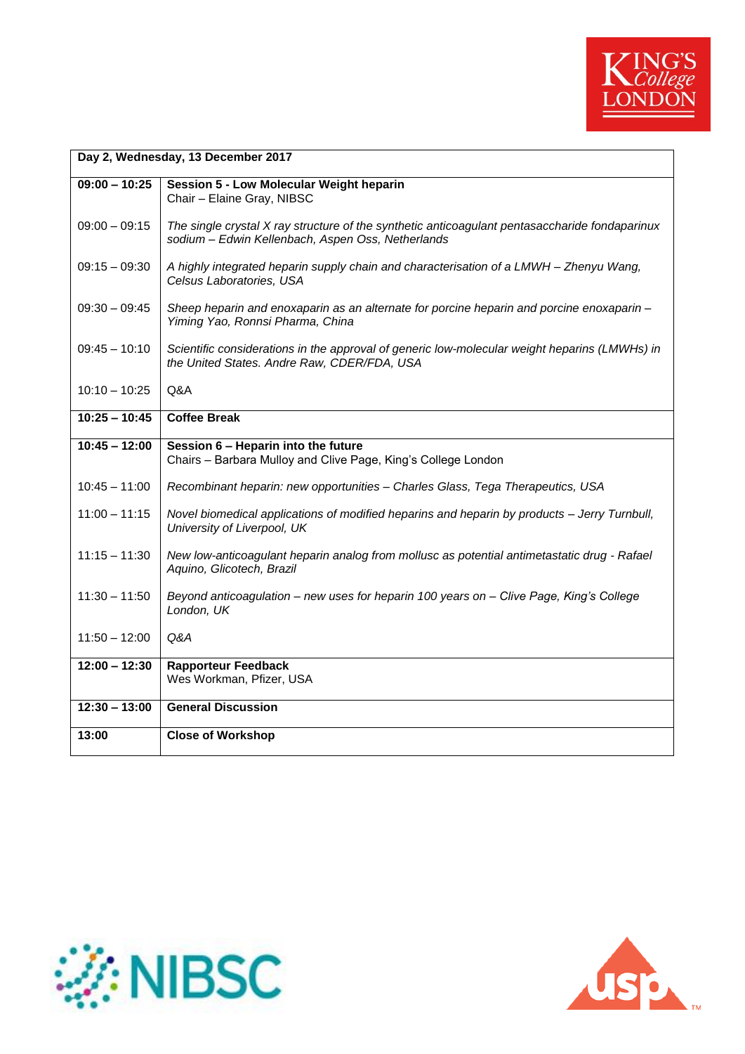| Day 2, Wednesday, 13 December 2017 | |
|---|---|
| **09:00 – 10:25** | **Session 5 - Low Molecular Weight heparin**<br>Chair – Elaine Gray, NIBSC |
| 09:00 – 09:15 | *The single crystal X ray structure of the synthetic anticoagulant pentasaccharide fondaparinux sodium – Edwin Kellenbach, Aspen Oss, Netherlands* |
| 09:15 – 09:30 | *A highly integrated heparin supply chain and characterisation of a LMWH – Zhenyu Wang, Celsus Laboratories, USA* |
| 09:30 – 09:45 | *Sheep heparin and enoxaparin as an alternate for porcine heparin and porcine enoxaparin – Yiming Yao, Ronnsi Pharma, China* |
| 09:45 – 10:10 | *Scientific considerations in the approval of generic low-molecular weight heparins (LMWHs) in the United States. Andre Raw, CDER/FDA, USA* |
| 10:10 – 10:25 | Q&A |
| **10:25 – 10:45** | **Coffee Break** |
| **10:45 – 12:00** | **Session 6 – Heparin into the future**<br>Chairs – Barbara Mulloy and Clive Page, King's College London |
| 10:45 – 11:00 | *Recombinant heparin: new opportunities – Charles Glass, Tega Therapeutics, USA* |
| 11:00 – 11:15 | *Novel biomedical applications of modified heparins and heparin by products – Jerry Turnbull, University of Liverpool, UK* |
| 11:15 – 11:30 | *New low-anticoagulant heparin analog from mollusc as potential antimetastatic drug - Rafael Aquino, Glicotech, Brazil* |
| 11:30 – 11:50 | *Beyond anticoagulation – new uses for heparin 100 years on – Clive Page, King's College London, UK* |
| 11:50 – 12:00 | *Q&A* |
| **12:00 – 12:30** | **Rapporteur Feedback**<br>Wes Workman, Pfizer, USA |
| **12:30 – 13:00** | **General Discussion** |
| **13:00** | **Close of Workshop** |